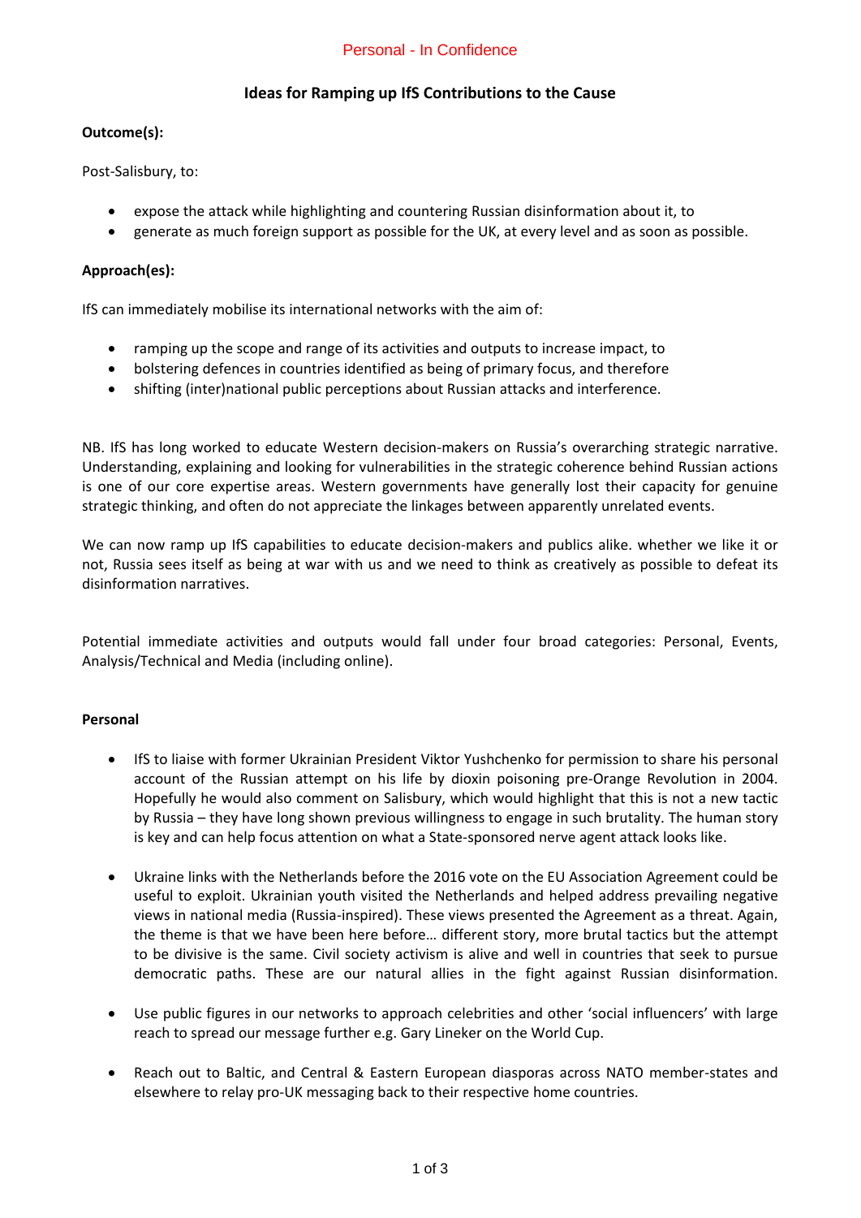Personal - In Confidence

# Ideas for Ramping up IfS Contributions to the Cause

**Outcome(s):**

Post-Salisbury, to:

- expose the attack while highlighting and countering Russian disinformation about it, to
- generate as much foreign support as possible for the UK, at every level and as soon as possible.

**Approach(es):**

IfS can immediately mobilise its international networks with the aim of:

- ramping up the scope and range of its activities and outputs to increase impact, to
- bolstering defences in countries identified as being of primary focus, and therefore
- shifting (inter)national public perceptions about Russian attacks and interference.

NB. IfS has long worked to educate Western decision-makers on Russia's overarching strategic narrative. Understanding, explaining and looking for vulnerabilities in the strategic coherence behind Russian actions is one of our core expertise areas. Western governments have generally lost their capacity for genuine strategic thinking, and often do not appreciate the linkages between apparently unrelated events.

We can now ramp up IfS capabilities to educate decision-makers and publics alike. whether we like it or not, Russia sees itself as being at war with us and we need to think as creatively as possible to defeat its disinformation narratives.

Potential immediate activities and outputs would fall under four broad categories: Personal, Events, Analysis/Technical and Media (including online).

**Personal**

- IfS to liaise with former Ukrainian President Viktor Yushchenko for permission to share his personal account of the Russian attempt on his life by dioxin poisoning pre-Orange Revolution in 2004. Hopefully he would also comment on Salisbury, which would highlight that this is not a new tactic by Russia – they have long shown previous willingness to engage in such brutality. The human story is key and can help focus attention on what a State-sponsored nerve agent attack looks like.

- Ukraine links with the Netherlands before the 2016 vote on the EU Association Agreement could be useful to exploit. Ukrainian youth visited the Netherlands and helped address prevailing negative views in national media (Russia-inspired). These views presented the Agreement as a threat. Again, the theme is that we have been here before… different story, more brutal tactics but the attempt to be divisive is the same. Civil society activism is alive and well in countries that seek to pursue democratic paths. These are our natural allies in the fight against Russian disinformation.

- Use public figures in our networks to approach celebrities and other 'social influencers' with large reach to spread our message further e.g. Gary Lineker on the World Cup.

- Reach out to Baltic, and Central & Eastern European diasporas across NATO member-states and elsewhere to relay pro-UK messaging back to their respective home countries.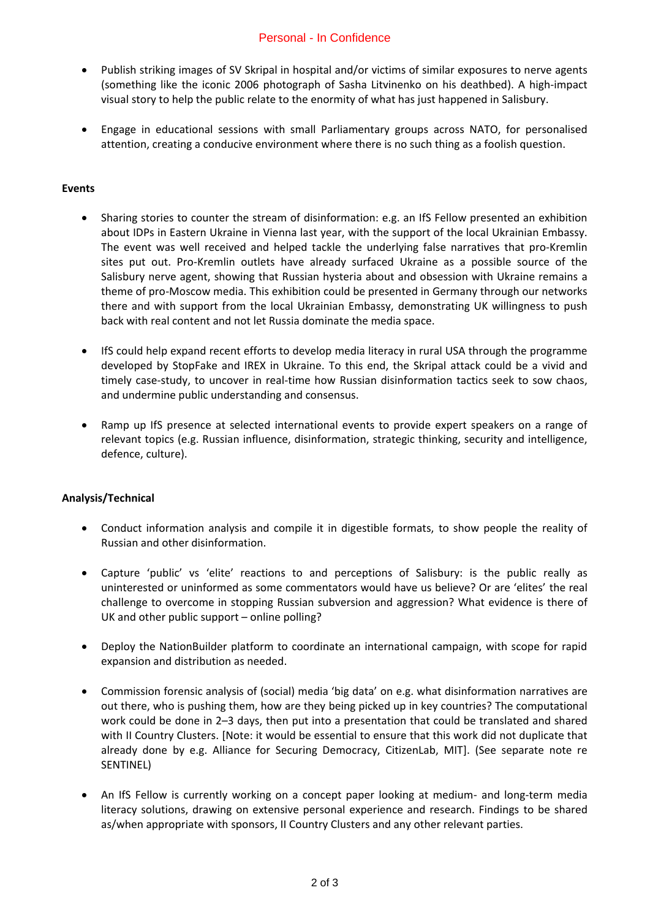- Publish striking images of SV Skripal in hospital and/or victims of similar exposures to nerve agents (something like the iconic 2006 photograph of Sasha Litvinenko on his deathbed). A high-impact visual story to help the public relate to the enormity of what has just happened in Salisbury.

- Engage in educational sessions with small Parliamentary groups across NATO, for personalised attention, creating a conducive environment where there is no such thing as a foolish question.

**Events**

- Sharing stories to counter the stream of disinformation: e.g. an IfS Fellow presented an exhibition about IDPs in Eastern Ukraine in Vienna last year, with the support of the local Ukrainian Embassy. The event was well received and helped tackle the underlying false narratives that pro-Kremlin sites put out. Pro-Kremlin outlets have already surfaced Ukraine as a possible source of the Salisbury nerve agent, showing that Russian hysteria about and obsession with Ukraine remains a theme of pro-Moscow media. This exhibition could be presented in Germany through our networks there and with support from the local Ukrainian Embassy, demonstrating UK willingness to push back with real content and not let Russia dominate the media space.

- IfS could help expand recent efforts to develop media literacy in rural USA through the programme developed by StopFake and IREX in Ukraine. To this end, the Skripal attack could be a vivid and timely case-study, to uncover in real-time how Russian disinformation tactics seek to sow chaos, and undermine public understanding and consensus.

- Ramp up IfS presence at selected international events to provide expert speakers on a range of relevant topics (e.g. Russian influence, disinformation, strategic thinking, security and intelligence, defence, culture).

**Analysis/Technical**

- Conduct information analysis and compile it in digestible formats, to show people the reality of Russian and other disinformation.

- Capture 'public' vs 'elite' reactions to and perceptions of Salisbury: is the public really as uninterested or uninformed as some commentators would have us believe? Or are 'elites' the real challenge to overcome in stopping Russian subversion and aggression? What evidence is there of UK and other public support – online polling?

- Deploy the NationBuilder platform to coordinate an international campaign, with scope for rapid expansion and distribution as needed.

- Commission forensic analysis of (social) media 'big data' on e.g. what disinformation narratives are out there, who is pushing them, how are they being picked up in key countries? The computational work could be done in 2–3 days, then put into a presentation that could be translated and shared with II Country Clusters. [Note: it would be essential to ensure that this work did not duplicate that already done by e.g. Alliance for Securing Democracy, CitizenLab, MIT]. (See separate note re SENTINEL)

- An IfS Fellow is currently working on a concept paper looking at medium- and long-term media literacy solutions, drawing on extensive personal experience and research. Findings to be shared as/when appropriate with sponsors, II Country Clusters and any other relevant parties.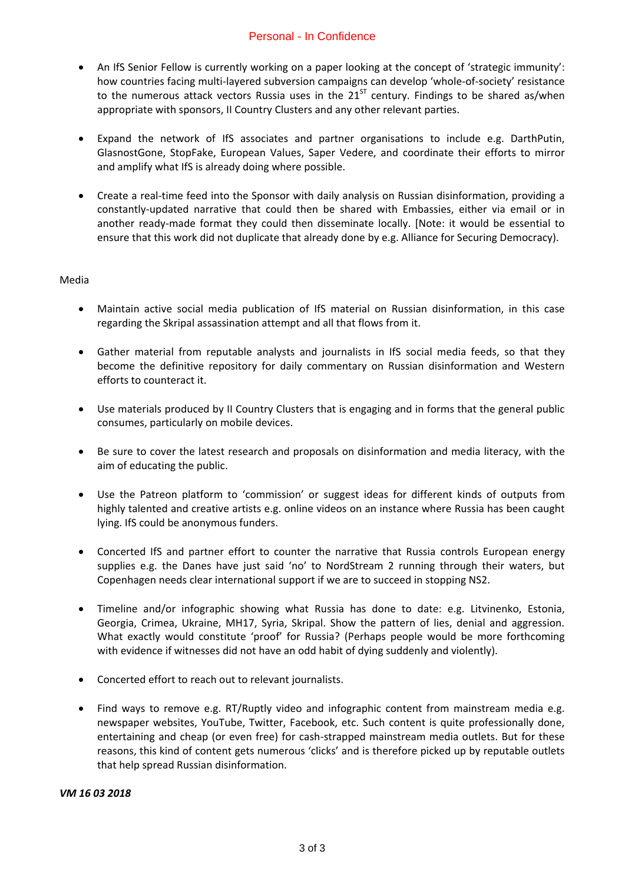- An IfS Senior Fellow is currently working on a paper looking at the concept of 'strategic immunity': how countries facing multi-layered subversion campaigns can develop 'whole-of-society' resistance to the numerous attack vectors Russia uses in the 21[ST] century. Findings to be shared as/when appropriate with sponsors, II Country Clusters and any other relevant parties.

- Expand the network of IfS associates and partner organisations to include e.g. DarthPutin, GlasnostGone, StopFake, European Values, Saper Vedere, and coordinate their efforts to mirror and amplify what IfS is already doing where possible.

- Create a real-time feed into the Sponsor with daily analysis on Russian disinformation, providing a constantly-updated narrative that could then be shared with Embassies, either via email or in another ready-made format they could then disseminate locally. [Note: it would be essential to ensure that this work did not duplicate that already done by e.g. Alliance for Securing Democracy).

Media

- Maintain active social media publication of IfS material on Russian disinformation, in this case regarding the Skripal assassination attempt and all that flows from it.

- Gather material from reputable analysts and journalists in IfS social media feeds, so that they become the definitive repository for daily commentary on Russian disinformation and Western efforts to counteract it.

- Use materials produced by II Country Clusters that is engaging and in forms that the general public consumes, particularly on mobile devices.

- Be sure to cover the latest research and proposals on disinformation and media literacy, with the aim of educating the public.

- Use the Patreon platform to 'commission' or suggest ideas for different kinds of outputs from highly talented and creative artists e.g. online videos on an instance where Russia has been caught lying. IfS could be anonymous funders.

- Concerted IfS and partner effort to counter the narrative that Russia controls European energy supplies e.g. the Danes have just said 'no' to NordStream 2 running through their waters, but Copenhagen needs clear international support if we are to succeed in stopping NS2.

- Timeline and/or infographic showing what Russia has done to date: e.g. Litvinenko, Estonia, Georgia, Crimea, Ukraine, MH17, Syria, Skripal. Show the pattern of lies, denial and aggression. What exactly would constitute 'proof' for Russia? (Perhaps people would be more forthcoming with evidence if witnesses did not have an odd habit of dying suddenly and violently).

- Concerted effort to reach out to relevant journalists.

- Find ways to remove e.g. RT/Ruptly video and infographic content from mainstream media e.g. newspaper websites, YouTube, Twitter, Facebook, etc. Such content is quite professionally done, entertaining and cheap (or even free) for cash-strapped mainstream media outlets. But for these reasons, this kind of content gets numerous 'clicks' and is therefore picked up by reputable outlets that help spread Russian disinformation.

***VM 16 03 2018***